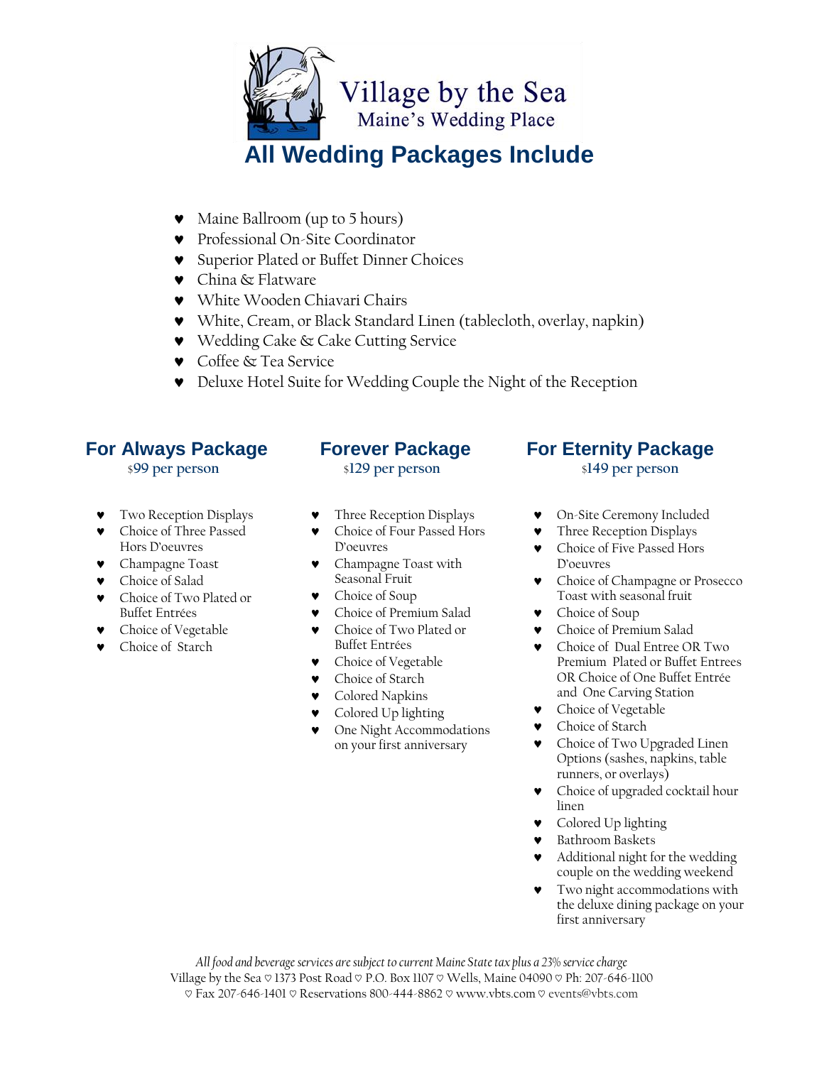Village by the Sea
Maine's Wedding Place

# All Wedding Packages Include

- Maine Ballroom (up to 5 hours)
- Professional On-Site Coordinator
- Superior Plated or Buffet Dinner Choices
- China & Flatware
- White Wooden Chiavari Chairs
- White, Cream, or Black Standard Linen (tablecloth, overlay, napkin)
- Wedding Cake & Cake Cutting Service
- Coffee & Tea Service
- Deluxe Hotel Suite for Wedding Couple the Night of the Reception

## For Always Package

$99 per person

- Two Reception Displays
- Choice of Three Passed Hors D'oeuvres
- Champagne Toast
- Choice of Salad
- Choice of Two Plated or Buffet Entrées
- Choice of Vegetable
- Choice of Starch

## Forever Package

$129 per person

- Three Reception Displays
- Choice of Four Passed Hors D'oeuvres
- Champagne Toast with Seasonal Fruit
- Choice of Soup
- Choice of Premium Salad
- Choice of Two Plated or Buffet Entrées
- Choice of Vegetable
- Choice of Starch
- Colored Napkins
- Colored Up lighting
- One Night Accommodations on your first anniversary

## For Eternity Package

$149 per person

- On-Site Ceremony Included
- Three Reception Displays
- Choice of Five Passed Hors D'oeuvres
- Choice of Champagne or Prosecco Toast with seasonal fruit
- Choice of Soup
- Choice of Premium Salad
- Choice of Dual Entree OR Two Premium Plated or Buffet Entrees OR Choice of One Buffet Entrée and One Carving Station
- Choice of Vegetable
- Choice of Starch
- Choice of Two Upgraded Linen Options (sashes, napkins, table runners, or overlays)
- Choice of upgraded cocktail hour linen
- Colored Up lighting
- Bathroom Baskets
- Additional night for the wedding couple on the wedding weekend
- Two night accommodations with the deluxe dining package on your first anniversary

*All food and beverage services are subject to current Maine State tax plus a 23% service charge*

Village by the Sea ♡ 1373 Post Road ♡ P.O. Box 1107 ♡ Wells, Maine 04090 ♡ Ph: 207-646-1100 ♡ Fax 207-646-1401 ♡ Reservations 800-444-8862 ♡ www.vbts.com ♡ events@vbts.com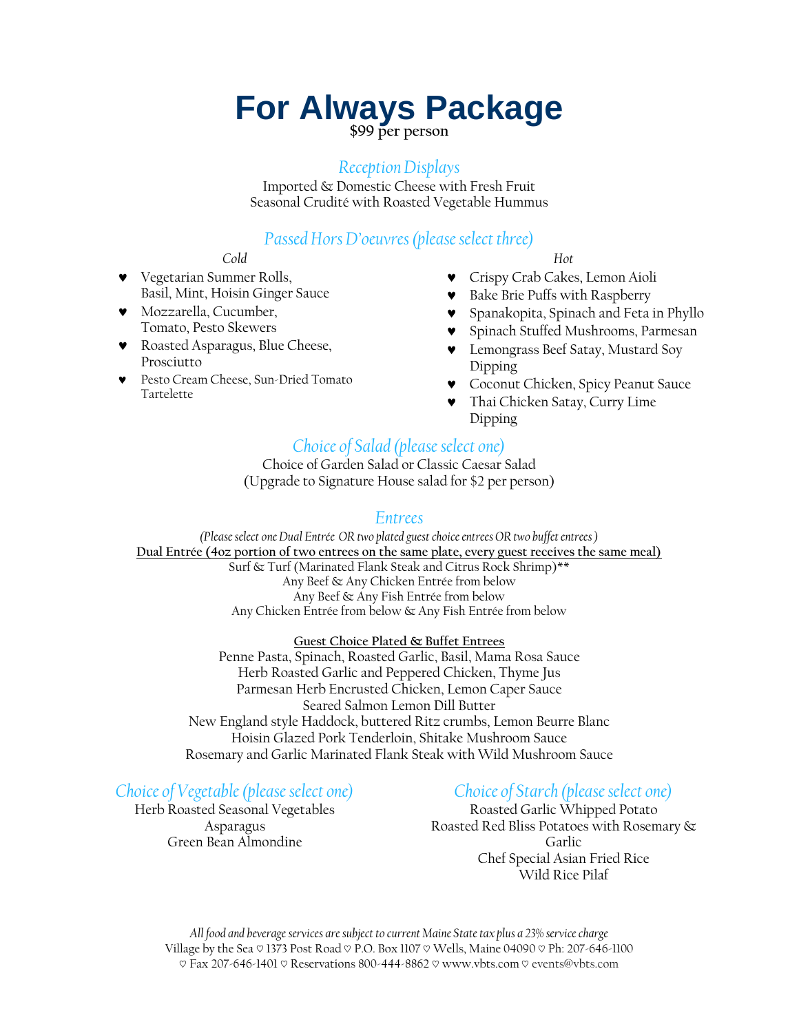# For Always Package

**$99 per person**

## *Reception Displays*

Imported & Domestic Cheese with Fresh Fruit
Seasonal Crudité with Roasted Vegetable Hummus

## *Passed Hors D'oeuvres (please select three)*

*Cold*

- Vegetarian Summer Rolls, Basil, Mint, Hoisin Ginger Sauce
- Mozzarella, Cucumber, Tomato, Pesto Skewers
- Roasted Asparagus, Blue Cheese, Prosciutto
- Pesto Cream Cheese, Sun-Dried Tomato Tartelette

*Hot*

- Crispy Crab Cakes, Lemon Aioli
- Bake Brie Puffs with Raspberry
- Spanakopita, Spinach and Feta in Phyllo
- Spinach Stuffed Mushrooms, Parmesan
- Lemongrass Beef Satay, Mustard Soy Dipping
- Coconut Chicken, Spicy Peanut Sauce
- Thai Chicken Satay, Curry Lime Dipping

## *Choice of Salad (please select one)*

Choice of Garden Salad or Classic Caesar Salad
(Upgrade to Signature House salad for $2 per person)

## *Entrees*

*(Please select one Dual Entrée OR two plated guest choice entrees OR two buffet entrees)*

**Dual Entrée (4oz portion of two entrees on the same plate, every guest receives the same meal)**

Surf & Turf (Marinated Flank Steak and Citrus Rock Shrimp)**
Any Beef & Any Chicken Entrée from below
Any Beef & Any Fish Entrée from below
Any Chicken Entrée from below & Any Fish Entrée from below

**Guest Choice Plated & Buffet Entrees**

Penne Pasta, Spinach, Roasted Garlic, Basil, Mama Rosa Sauce
Herb Roasted Garlic and Peppered Chicken, Thyme Jus
Parmesan Herb Encrusted Chicken, Lemon Caper Sauce
Seared Salmon Lemon Dill Butter
New England style Haddock, buttered Ritz crumbs, Lemon Beurre Blanc
Hoisin Glazed Pork Tenderloin, Shitake Mushroom Sauce
Rosemary and Garlic Marinated Flank Steak with Wild Mushroom Sauce

## *Choice of Vegetable (please select one)*

Herb Roasted Seasonal Vegetables
Asparagus
Green Bean Almondine

## *Choice of Starch (please select one)*

Roasted Garlic Whipped Potato
Roasted Red Bliss Potatoes with Rosemary & Garlic
Chef Special Asian Fried Rice
Wild Rice Pilaf

*All food and beverage services are subject to current Maine State tax plus a 23% service charge*
Village by the Sea ♡ 1373 Post Road ♡ P.O. Box 1107 ♡ Wells, Maine 04090 ♡ Ph: 207-646-1100 ♡ Fax 207-646-1401 ♡ Reservations 800-444-8862 ♡ www.vbts.com ♡ events@vbts.com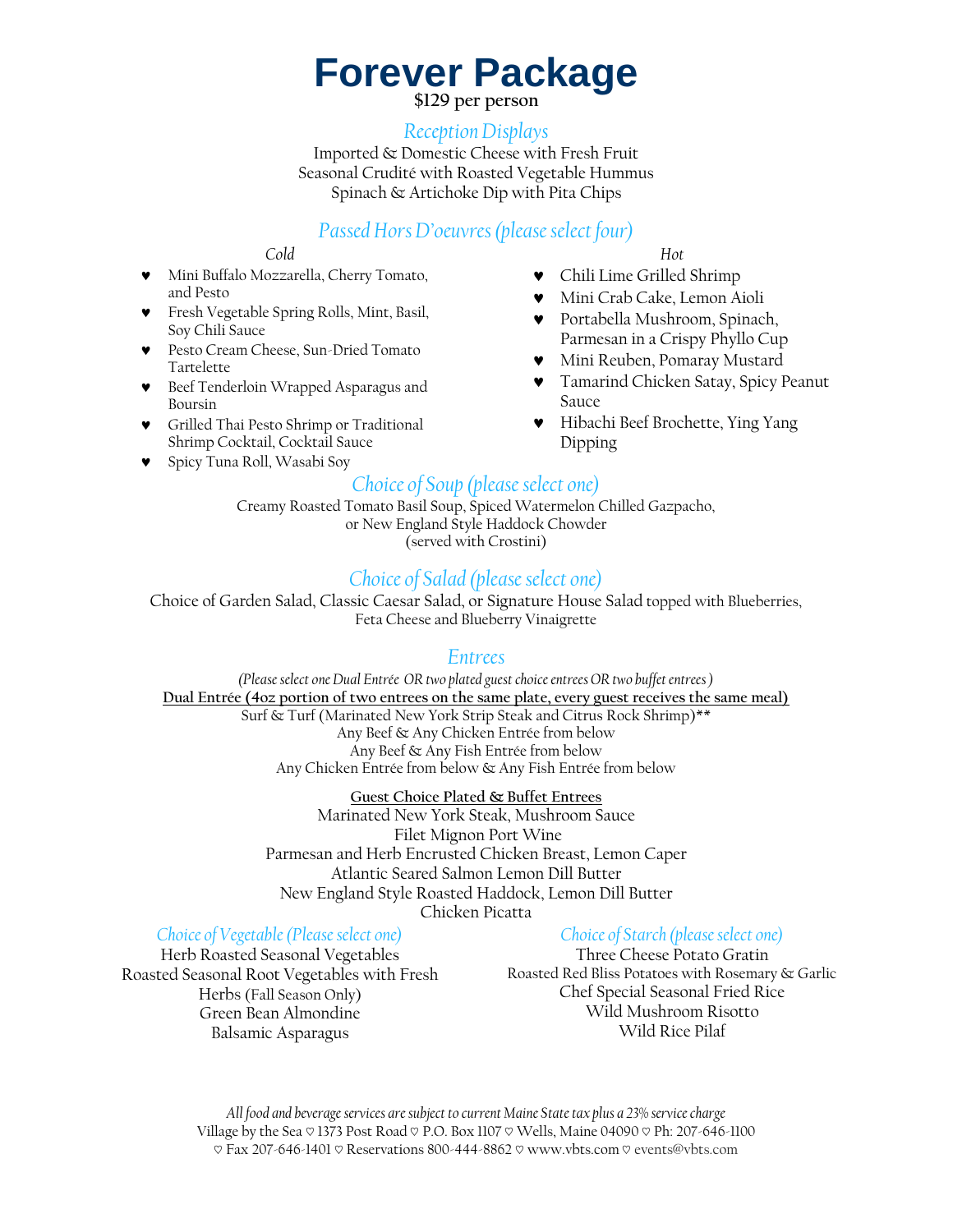# Forever Package

**$129 per person**

## *Reception Displays*

Imported & Domestic Cheese with Fresh Fruit
Seasonal Crudité with Roasted Vegetable Hummus
Spinach & Artichoke Dip with Pita Chips

## *Passed Hors D'oeuvres (please select four)*

*Cold*

- Mini Buffalo Mozzarella, Cherry Tomato, and Pesto
- Fresh Vegetable Spring Rolls, Mint, Basil, Soy Chili Sauce
- Pesto Cream Cheese, Sun-Dried Tomato Tartelette
- Beef Tenderloin Wrapped Asparagus and Boursin
- Grilled Thai Pesto Shrimp or Traditional Shrimp Cocktail, Cocktail Sauce
- Spicy Tuna Roll, Wasabi Soy

*Hot*

- Chili Lime Grilled Shrimp
- Mini Crab Cake, Lemon Aioli
- Portabella Mushroom, Spinach, Parmesan in a Crispy Phyllo Cup
- Mini Reuben, Pomaray Mustard
- Tamarind Chicken Satay, Spicy Peanut Sauce
- Hibachi Beef Brochette, Ying Yang Dipping

## *Choice of Soup (please select one)*

Creamy Roasted Tomato Basil Soup, Spiced Watermelon Chilled Gazpacho, or New England Style Haddock Chowder
(served with Crostini)

## *Choice of Salad (please select one)*

Choice of Garden Salad, Classic Caesar Salad, or Signature House Salad topped with Blueberries, Feta Cheese and Blueberry Vinaigrette

## *Entrees*

*(Please select one Dual Entrée OR two plated guest choice entrees OR two buffet entrees)*

**Dual Entrée (4oz portion of two entrees on the same plate, every guest receives the same meal)**

Surf & Turf (Marinated New York Strip Steak and Citrus Rock Shrimp)**
Any Beef & Any Chicken Entrée from below
Any Beef & Any Fish Entrée from below
Any Chicken Entrée from below & Any Fish Entrée from below

**Guest Choice Plated & Buffet Entrees**

Marinated New York Steak, Mushroom Sauce
Filet Mignon Port Wine
Parmesan and Herb Encrusted Chicken Breast, Lemon Caper
Atlantic Seared Salmon Lemon Dill Butter
New England Style Roasted Haddock, Lemon Dill Butter
Chicken Picatta

## *Choice of Vegetable (Please select one)*

Herb Roasted Seasonal Vegetables
Roasted Seasonal Root Vegetables with Fresh Herbs (Fall Season Only)
Green Bean Almondine
Balsamic Asparagus

## *Choice of Starch (please select one)*

Three Cheese Potato Gratin
Roasted Red Bliss Potatoes with Rosemary & Garlic
Chef Special Seasonal Fried Rice
Wild Mushroom Risotto
Wild Rice Pilaf

*All food and beverage services are subject to current Maine State tax plus a 23% service charge*

Village by the Sea ♡ 1373 Post Road ♡ P.O. Box 1107 ♡ Wells, Maine 04090 ♡ Ph: 207-646-1100 ♡ Fax 207-646-1401 ♡ Reservations 800-444-8862 ♡ www.vbts.com ♡ events@vbts.com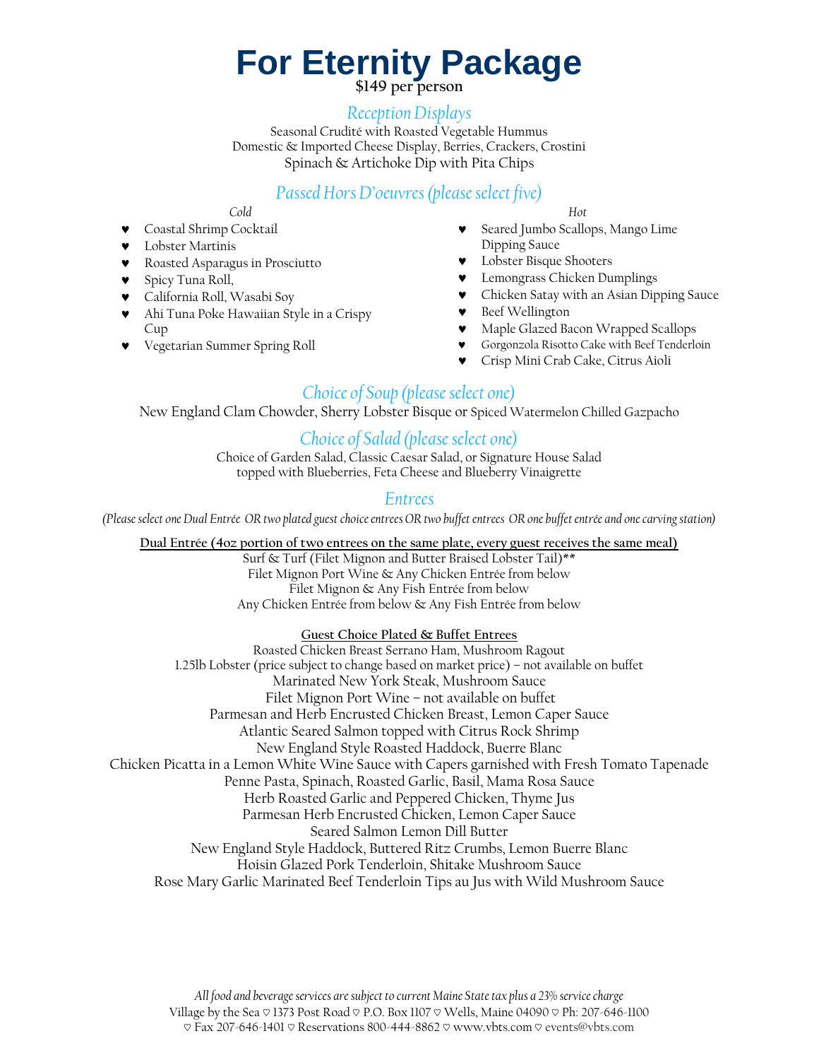# For Eternity Package

**$149 per person**

## *Reception Displays*

Seasonal Crudité with Roasted Vegetable Hummus
Domestic & Imported Cheese Display, Berries, Crackers, Crostini
Spinach & Artichoke Dip with Pita Chips

## *Passed Hors D'oeuvres (please select five)*

*Cold*

- Coastal Shrimp Cocktail
- Lobster Martinis
- Roasted Asparagus in Prosciutto
- Spicy Tuna Roll,
- California Roll, Wasabi Soy
- Ahi Tuna Poke Hawaiian Style in a Crispy Cup
- Vegetarian Summer Spring Roll

*Hot*

- Seared Jumbo Scallops, Mango Lime Dipping Sauce
- Lobster Bisque Shooters
- Lemongrass Chicken Dumplings
- Chicken Satay with an Asian Dipping Sauce
- Beef Wellington
- Maple Glazed Bacon Wrapped Scallops
- Gorgonzola Risotto Cake with Beef Tenderloin
- Crisp Mini Crab Cake, Citrus Aioli

## *Choice of Soup (please select one)*

New England Clam Chowder, Sherry Lobster Bisque or Spiced Watermelon Chilled Gazpacho

## *Choice of Salad (please select one)*

Choice of Garden Salad, Classic Caesar Salad, or Signature House Salad
topped with Blueberries, Feta Cheese and Blueberry Vinaigrette

## *Entrees*

*(Please select one Dual Entrée OR two plated guest choice entrees OR two buffet entrees OR one buffet entrée and one carving station)*

**Dual Entrée (4oz portion of two entrees on the same plate, every guest receives the same meal)**

Surf & Turf (Filet Mignon and Butter Braised Lobster Tail)**
Filet Mignon Port Wine & Any Chicken Entrée from below
Filet Mignon & Any Fish Entrée from below
Any Chicken Entrée from below & Any Fish Entrée from below

**Guest Choice Plated & Buffet Entrees**

Roasted Chicken Breast Serrano Ham, Mushroom Ragout
1.25lb Lobster (price subject to change based on market price) – not available on buffet
Marinated New York Steak, Mushroom Sauce
Filet Mignon Port Wine – not available on buffet
Parmesan and Herb Encrusted Chicken Breast, Lemon Caper Sauce
Atlantic Seared Salmon topped with Citrus Rock Shrimp
New England Style Roasted Haddock, Buerre Blanc
Chicken Picatta in a Lemon White Wine Sauce with Capers garnished with Fresh Tomato Tapenade
Penne Pasta, Spinach, Roasted Garlic, Basil, Mama Rosa Sauce
Herb Roasted Garlic and Peppered Chicken, Thyme Jus
Parmesan Herb Encrusted Chicken, Lemon Caper Sauce
Seared Salmon Lemon Dill Butter
New England Style Haddock, Buttered Ritz Crumbs, Lemon Buerre Blanc
Hoisin Glazed Pork Tenderloin, Shitake Mushroom Sauce
Rose Mary Garlic Marinated Beef Tenderloin Tips au Jus with Wild Mushroom Sauce

*All food and beverage services are subject to current Maine State tax plus a 23% service charge*
Village by the Sea ♡ 1373 Post Road ♡ P.O. Box 1107 ♡ Wells, Maine 04090 ♡ Ph: 207-646-1100
♡ Fax 207-646-1401 ♡ Reservations 800-444-8862 ♡ www.vbts.com ♡ events@vbts.com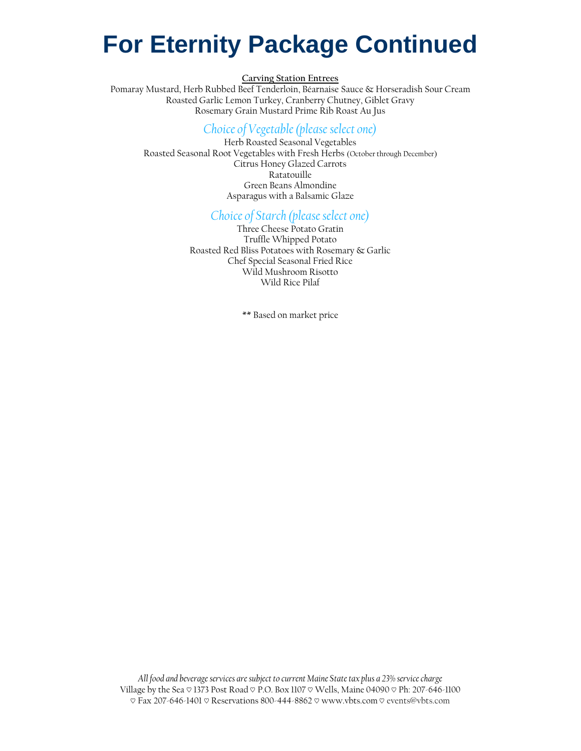# For Eternity Package Continued

**Carving Station Entrees**

Pomaray Mustard, Herb Rubbed Beef Tenderloin, Béarnaise Sauce & Horseradish Sour Cream
Roasted Garlic Lemon Turkey, Cranberry Chutney, Giblet Gravy
Rosemary Grain Mustard Prime Rib Roast Au Jus

*Choice of Vegetable (please select one)*

Herb Roasted Seasonal Vegetables
Roasted Seasonal Root Vegetables with Fresh Herbs (October through December)
Citrus Honey Glazed Carrots
Ratatouille
Green Beans Almondine
Asparagus with a Balsamic Glaze

*Choice of Starch (please select one)*

Three Cheese Potato Gratin
Truffle Whipped Potato
Roasted Red Bliss Potatoes with Rosemary & Garlic
Chef Special Seasonal Fried Rice
Wild Mushroom Risotto
Wild Rice Pilaf

** Based on market price

*All food and beverage services are subject to current Maine State tax plus a 23% service charge*
Village by the Sea ♡ 1373 Post Road ♡ P.O. Box 1107 ♡ Wells, Maine 04090 ♡ Ph: 207-646-1100 ♡ Fax 207-646-1401 ♡ Reservations 800-444-8862 ♡ www.vbts.com ♡ events@vbts.com